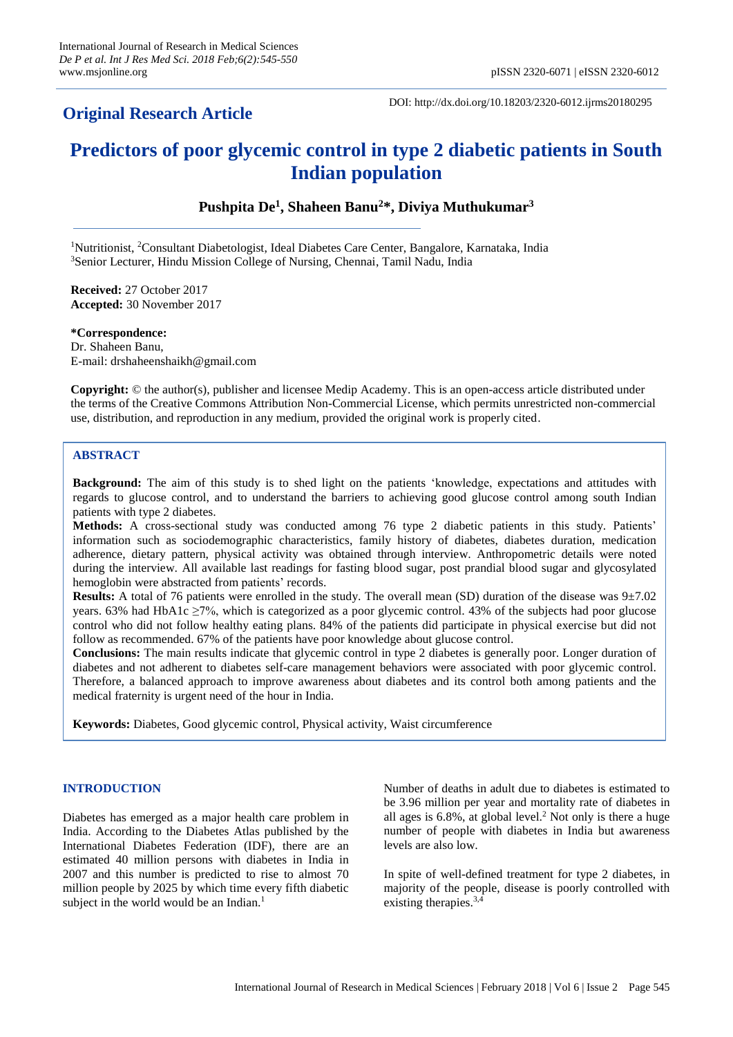**Original Research Article**

DOI: http://dx.doi.org/10.18203/2320-6012.ijrms20180295

# Predictors of poor glycemic control in type 2 diabetic patients in South Indian population

**Pushpita De[1], Shaheen Banu[2]*, Diviya Muthukumar[3]**

[1]Nutritionist, [2]Consultant Diabetologist, Ideal Diabetes Care Center, Bangalore, Karnataka, India
[3]Senior Lecturer, Hindu Mission College of Nursing, Chennai, Tamil Nadu, India

**Received:** 27 October 2017
**Accepted:** 30 November 2017

**\*Correspondence:**
Dr. Shaheen Banu,
E-mail: drshaheenshaikh@gmail.com

**Copyright:** © the author(s), publisher and licensee Medip Academy. This is an open-access article distributed under the terms of the Creative Commons Attribution Non-Commercial License, which permits unrestricted non-commercial use, distribution, and reproduction in any medium, provided the original work is properly cited.

## ABSTRACT

**Background:** The aim of this study is to shed light on the patients 'knowledge, expectations and attitudes with regards to glucose control, and to understand the barriers to achieving good glucose control among south Indian patients with type 2 diabetes.

**Methods:** A cross-sectional study was conducted among 76 type 2 diabetic patients in this study. Patients' information such as sociodemographic characteristics, family history of diabetes, diabetes duration, medication adherence, dietary pattern, physical activity was obtained through interview. Anthropometric details were noted during the interview. All available last readings for fasting blood sugar, post prandial blood sugar and glycosylated hemoglobin were abstracted from patients' records.

**Results:** A total of 76 patients were enrolled in the study. The overall mean (SD) duration of the disease was 9±7.02 years. 63% had HbA1c ≥7%, which is categorized as a poor glycemic control. 43% of the subjects had poor glucose control who did not follow healthy eating plans. 84% of the patients did participate in physical exercise but did not follow as recommended. 67% of the patients have poor knowledge about glucose control.

**Conclusions:** The main results indicate that glycemic control in type 2 diabetes is generally poor. Longer duration of diabetes and not adherent to diabetes self-care management behaviors were associated with poor glycemic control. Therefore, a balanced approach to improve awareness about diabetes and its control both among patients and the medical fraternity is urgent need of the hour in India.

**Keywords:** Diabetes, Good glycemic control, Physical activity, Waist circumference

## INTRODUCTION

Diabetes has emerged as a major health care problem in India. According to the Diabetes Atlas published by the International Diabetes Federation (IDF), there are an estimated 40 million persons with diabetes in India in 2007 and this number is predicted to rise to almost 70 million people by 2025 by which time every fifth diabetic subject in the world would be an Indian.[1]

Number of deaths in adult due to diabetes is estimated to be 3.96 million per year and mortality rate of diabetes in all ages is 6.8%, at global level.[2] Not only is there a huge number of people with diabetes in India but awareness levels are also low.

In spite of well-defined treatment for type 2 diabetes, in majority of the people, disease is poorly controlled with existing therapies.[3,4]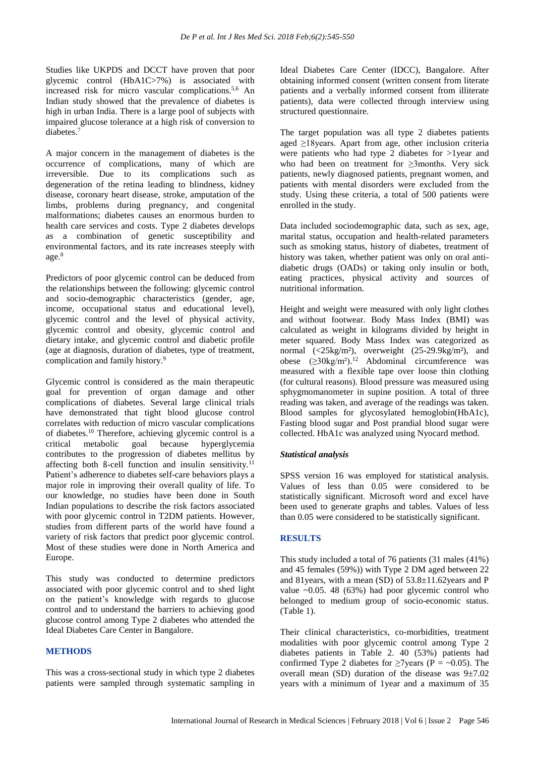Studies like UKPDS and DCCT have proven that poor glycemic control (HbA1C>7%) is associated with increased risk for micro vascular complications.[5,6] An Indian study showed that the prevalence of diabetes is high in urban India. There is a large pool of subjects with impaired glucose tolerance at a high risk of conversion to diabetes.[7]

A major concern in the management of diabetes is the occurrence of complications, many of which are irreversible. Due to its complications such as degeneration of the retina leading to blindness, kidney disease, coronary heart disease, stroke, amputation of the limbs, problems during pregnancy, and congenital malformations; diabetes causes an enormous burden to health care services and costs. Type 2 diabetes develops as a combination of genetic susceptibility and environmental factors, and its rate increases steeply with age.[8]

Predictors of poor glycemic control can be deduced from the relationships between the following: glycemic control and socio-demographic characteristics (gender, age, income, occupational status and educational level), glycemic control and the level of physical activity, glycemic control and obesity, glycemic control and dietary intake, and glycemic control and diabetic profile (age at diagnosis, duration of diabetes, type of treatment, complication and family history.[9]

Glycemic control is considered as the main therapeutic goal for prevention of organ damage and other complications of diabetes. Several large clinical trials have demonstrated that tight blood glucose control correlates with reduction of micro vascular complications of diabetes.[10] Therefore, achieving glycemic control is a critical metabolic goal because hyperglycemia contributes to the progression of diabetes mellitus by affecting both ß-cell function and insulin sensitivity.[11] Patient's adherence to diabetes self-care behaviors plays a major role in improving their overall quality of life. To our knowledge, no studies have been done in South Indian populations to describe the risk factors associated with poor glycemic control in T2DM patients. However, studies from different parts of the world have found a variety of risk factors that predict poor glycemic control. Most of these studies were done in North America and Europe.

This study was conducted to determine predictors associated with poor glycemic control and to shed light on the patient's knowledge with regards to glucose control and to understand the barriers to achieving good glucose control among Type 2 diabetes who attended the Ideal Diabetes Care Center in Bangalore.

## METHODS

This was a cross-sectional study in which type 2 diabetes patients were sampled through systematic sampling in Ideal Diabetes Care Center (IDCC), Bangalore. After obtaining informed consent (written consent from literate patients and a verbally informed consent from illiterate patients), data were collected through interview using structured questionnaire.

The target population was all type 2 diabetes patients aged ≥18years. Apart from age, other inclusion criteria were patients who had type 2 diabetes for >1year and who had been on treatment for ≥3months. Very sick patients, newly diagnosed patients, pregnant women, and patients with mental disorders were excluded from the study. Using these criteria, a total of 500 patients were enrolled in the study.

Data included sociodemographic data, such as sex, age, marital status, occupation and health-related parameters such as smoking status, history of diabetes, treatment of history was taken, whether patient was only on oral anti-diabetic drugs (OADs) or taking only insulin or both, eating practices, physical activity and sources of nutritional information.

Height and weight were measured with only light clothes and without footwear. Body Mass Index (BMI) was calculated as weight in kilograms divided by height in meter squared. Body Mass Index was categorized as normal (<25kg/m²), overweight (25-29.9kg/m²), and obese (≥30kg/m²).[12] Abdominal circumference was measured with a flexible tape over loose thin clothing (for cultural reasons). Blood pressure was measured using sphygmomanometer in supine position. A total of three reading was taken, and average of the readings was taken. Blood samples for glycosylated hemoglobin(HbA1c), Fasting blood sugar and Post prandial blood sugar were collected. HbA1c was analyzed using Nyocard method.

### *Statistical analysis*

SPSS version 16 was employed for statistical analysis. Values of less than 0.05 were considered to be statistically significant. Microsoft word and excel have been used to generate graphs and tables. Values of less than 0.05 were considered to be statistically significant.

## RESULTS

This study included a total of 76 patients (31 males (41%) and 45 females (59%)) with Type 2 DM aged between 22 and 81years, with a mean (SD) of 53.8±11.62years and P value ~0.05. 48 (63%) had poor glycemic control who belonged to medium group of socio-economic status. (Table 1).

Their clinical characteristics, co-morbidities, treatment modalities with poor glycemic control among Type 2 diabetes patients in Table 2. 40 (53%) patients had confirmed Type 2 diabetes for ≥7years (P = ~0.05). The overall mean (SD) duration of the disease was 9±7.02 years with a minimum of 1year and a maximum of 35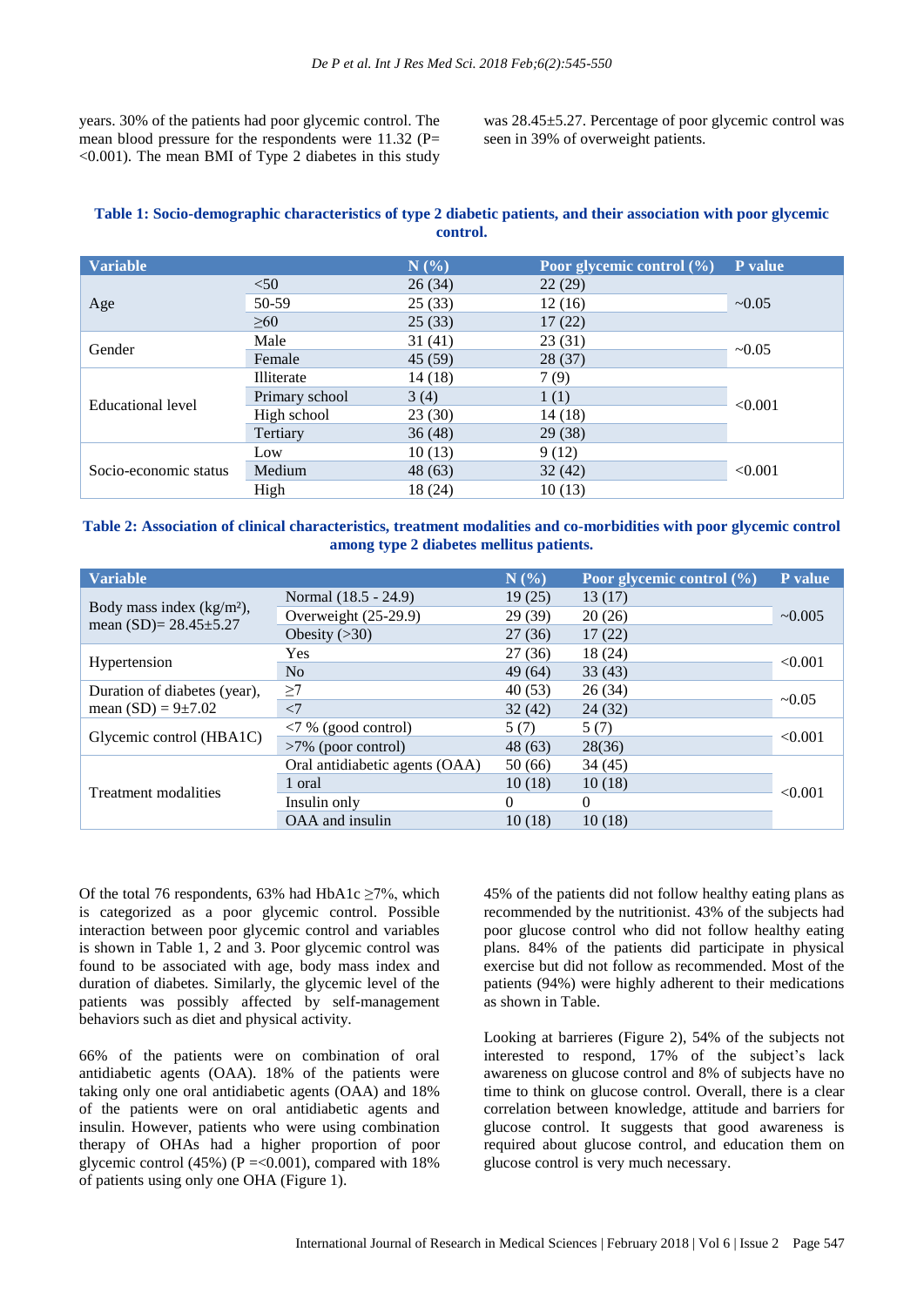years. 30% of the patients had poor glycemic control. The mean blood pressure for the respondents were 11.32 (P= <0.001). The mean BMI of Type 2 diabetes in this study was 28.45±5.27. Percentage of poor glycemic control was seen in 39% of overweight patients.

**Table 1: Socio-demographic characteristics of type 2 diabetic patients, and their association with poor glycemic control.**

| Variable | | N (%) | Poor glycemic control (%) | P value |
|---|---|---|---|---|
| Age | <50 | 26 (34) | 22 (29) | ~0.05 |
| | 50-59 | 25 (33) | 12 (16) | |
| | ≥60 | 25 (33) | 17 (22) | |
| Gender | Male | 31 (41) | 23 (31) | ~0.05 |
| | Female | 45 (59) | 28 (37) | |
| Educational level | Illiterate | 14 (18) | 7 (9) | <0.001 |
| | Primary school | 3 (4) | 1 (1) | |
| | High school | 23 (30) | 14 (18) | |
| | Tertiary | 36 (48) | 29 (38) | |
| Socio-economic status | Low | 10 (13) | 9 (12) | <0.001 |
| | Medium | 48 (63) | 32 (42) | |
| | High | 18 (24) | 10 (13) | |

**Table 2: Association of clinical characteristics, treatment modalities and co-morbidities with poor glycemic control among type 2 diabetes mellitus patients.**

| Variable | | N (%) | Poor glycemic control (%) | P value |
|---|---|---|---|---|
| Body mass index (kg/m²), mean (SD)= 28.45±5.27 | Normal (18.5 - 24.9) | 19 (25) | 13 (17) | ~0.005 |
| | Overweight (25-29.9) | 29 (39) | 20 (26) | |
| | Obesity (>30) | 27 (36) | 17 (22) | |
| Hypertension | Yes | 27 (36) | 18 (24) | <0.001 |
| | No | 49 (64) | 33 (43) | |
| Duration of diabetes (year), mean (SD) = 9±7.02 | ≥7 | 40 (53) | 26 (34) | ~0.05 |
| | <7 | 32 (42) | 24 (32) | |
| Glycemic control (HBA1C) | <7 % (good control) | 5 (7) | 5 (7) | <0.001 |
| | >7% (poor control) | 48 (63) | 28(36) | |
| Treatment modalities | Oral antidiabetic agents (OAA) | 50 (66) | 34 (45) | <0.001 |
| | 1 oral | 10 (18) | 10 (18) | |
| | Insulin only | 0 | 0 | |
| | OAA and insulin | 10 (18) | 10 (18) | |

Of the total 76 respondents, 63% had HbA1c ≥7%, which is categorized as a poor glycemic control. Possible interaction between poor glycemic control and variables is shown in Table 1, 2 and 3. Poor glycemic control was found to be associated with age, body mass index and duration of diabetes. Similarly, the glycemic level of the patients was possibly affected by self-management behaviors such as diet and physical activity.

66% of the patients were on combination of oral antidiabetic agents (OAA). 18% of the patients were taking only one oral antidiabetic agents (OAA) and 18% of the patients were on oral antidiabetic agents and insulin. However, patients who were using combination therapy of OHAs had a higher proportion of poor glycemic control (45%) (P =<0.001), compared with 18% of patients using only one OHA (Figure 1).

45% of the patients did not follow healthy eating plans as recommended by the nutritionist. 43% of the subjects had poor glucose control who did not follow healthy eating plans. 84% of the patients did participate in physical exercise but did not follow as recommended. Most of the patients (94%) were highly adherent to their medications as shown in Table.

Looking at barrieres (Figure 2), 54% of the subjects not interested to respond, 17% of the subject's lack awareness on glucose control and 8% of subjects have no time to think on glucose control. Overall, there is a clear correlation between knowledge, attitude and barriers for glucose control. It suggests that good awareness is required about glucose control, and education them on glucose control is very much necessary.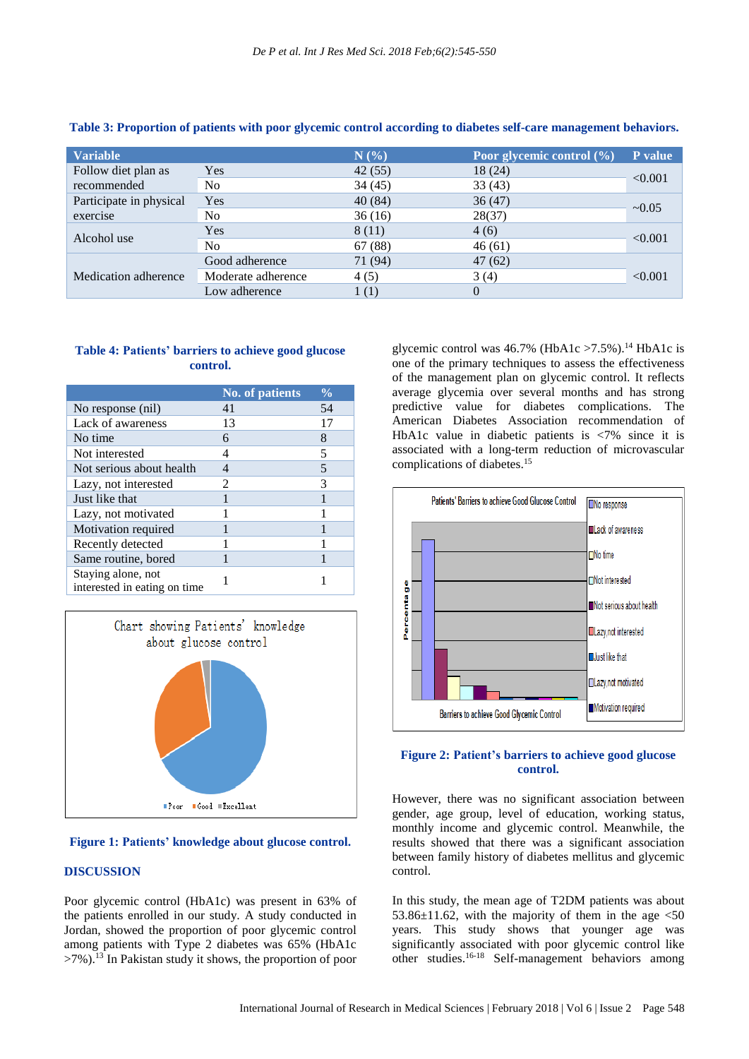**Table 3: Proportion of patients with poor glycemic control according to diabetes self-care management behaviors.**

| Variable | | N (%) | Poor glycemic control (%) | P value |
|---|---|---|---|---|
| Follow diet plan as recommended | Yes | 42 (55) | 18 (24) | <0.001 |
| | No | 34 (45) | 33 (43) | |
| Participate in physical exercise | Yes | 40 (84) | 36 (47) | ~0.05 |
| | No | 36 (16) | 28(37) | |
| Alcohol use | Yes | 8 (11) | 4 (6) | <0.001 |
| | No | 67 (88) | 46 (61) | |
| Medication adherence | Good adherence | 71 (94) | 47 (62) | <0.001 |
| | Moderate adherence | 4 (5) | 3 (4) | |
| | Low adherence | 1 (1) | 0 | |

**Table 4: Patients' barriers to achieve good glucose control.**

| | No. of patients | % |
|---|---|---|
| No response (nil) | 41 | 54 |
| Lack of awareness | 13 | 17 |
| No time | 6 | 8 |
| Not interested | 4 | 5 |
| Not serious about health | 4 | 5 |
| Lazy, not interested | 2 | 3 |
| Just like that | 1 | 1 |
| Lazy, not motivated | 1 | 1 |
| Motivation required | 1 | 1 |
| Recently detected | 1 | 1 |
| Same routine, bored | 1 | 1 |
| Staying alone, not interested in eating on time | 1 | 1 |

**Figure 1: Patients' knowledge about glucose control.**

## DISCUSSION

Poor glycemic control (HbA1c) was present in 63% of the patients enrolled in our study. A study conducted in Jordan, showed the proportion of poor glycemic control among patients with Type 2 diabetes was 65% (HbA1c >7%).[13] In Pakistan study it shows, the proportion of poor glycemic control was 46.7% (HbA1c >7.5%).[14] HbA1c is one of the primary techniques to assess the effectiveness of the management plan on glycemic control. It reflects average glycemia over several months and has strong predictive value for diabetes complications. The American Diabetes Association recommendation of HbA1c value in diabetic patients is <7% since it is associated with a long-term reduction of microvascular complications of diabetes.[15]

**Figure 2: Patient's barriers to achieve good glucose control.**

However, there was no significant association between gender, age group, level of education, working status, monthly income and glycemic control. Meanwhile, the results showed that there was a significant association between family history of diabetes mellitus and glycemic control.

In this study, the mean age of T2DM patients was about 53.86±11.62, with the majority of them in the age <50 years. This study shows that younger age was significantly associated with poor glycemic control like other studies.[16-18] Self-management behaviors among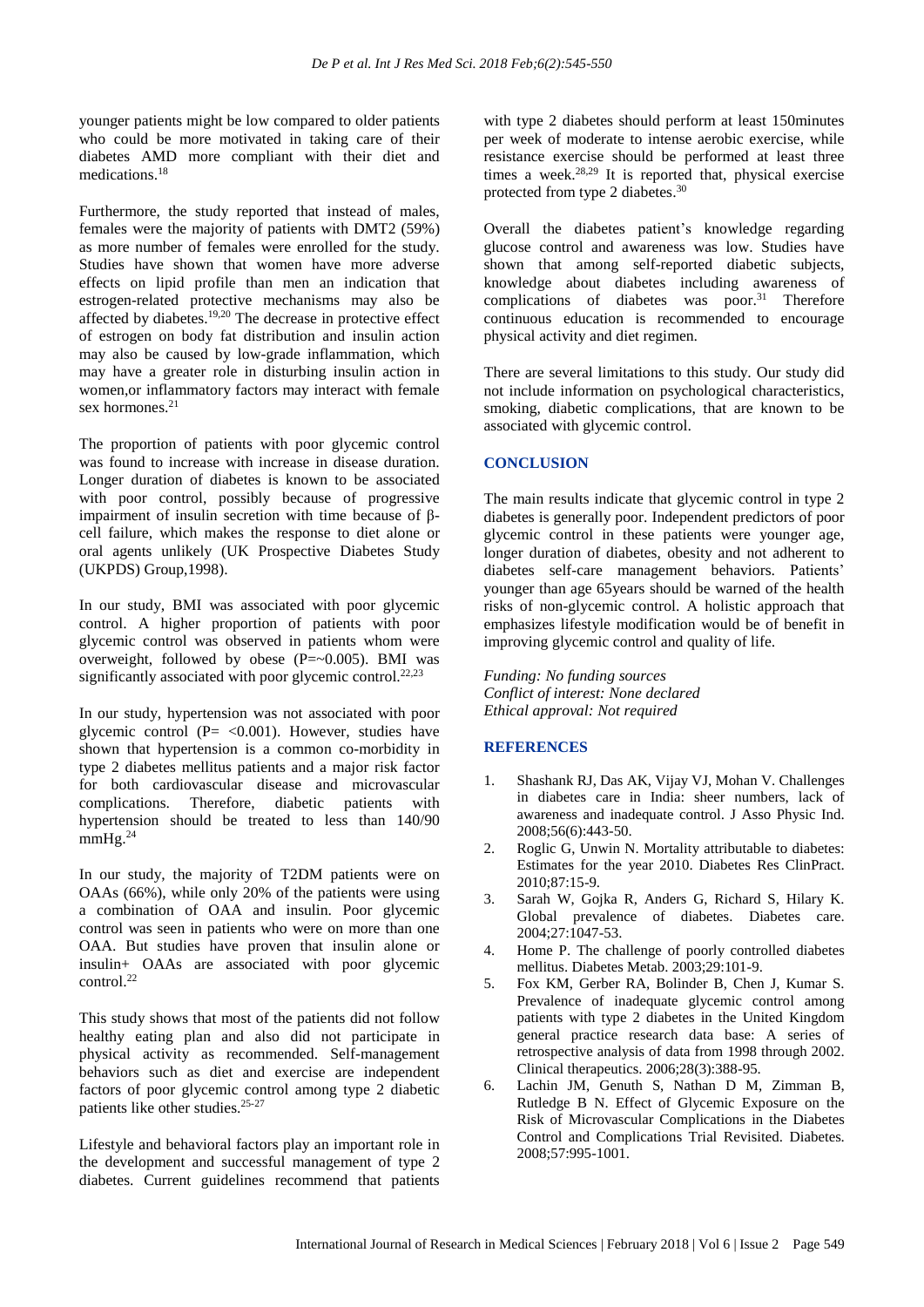younger patients might be low compared to older patients who could be more motivated in taking care of their diabetes AMD more compliant with their diet and medications.[18]

Furthermore, the study reported that instead of males, females were the majority of patients with DMT2 (59%) as more number of females were enrolled for the study. Studies have shown that women have more adverse effects on lipid profile than men an indication that estrogen-related protective mechanisms may also be affected by diabetes.[19,20] The decrease in protective effect of estrogen on body fat distribution and insulin action may also be caused by low-grade inflammation, which may have a greater role in disturbing insulin action in women,or inflammatory factors may interact with female sex hormones.[21]

The proportion of patients with poor glycemic control was found to increase with increase in disease duration. Longer duration of diabetes is known to be associated with poor control, possibly because of progressive impairment of insulin secretion with time because of β-cell failure, which makes the response to diet alone or oral agents unlikely (UK Prospective Diabetes Study (UKPDS) Group,1998).

In our study, BMI was associated with poor glycemic control. A higher proportion of patients with poor glycemic control was observed in patients whom were overweight, followed by obese (P=~0.005). BMI was significantly associated with poor glycemic control.[22,23]

In our study, hypertension was not associated with poor glycemic control (P= <0.001). However, studies have shown that hypertension is a common co-morbidity in type 2 diabetes mellitus patients and a major risk factor for both cardiovascular disease and microvascular complications. Therefore, diabetic patients with hypertension should be treated to less than 140/90 mmHg.[24]

In our study, the majority of T2DM patients were on OAAs (66%), while only 20% of the patients were using a combination of OAA and insulin. Poor glycemic control was seen in patients who were on more than one OAA. But studies have proven that insulin alone or insulin+ OAAs are associated with poor glycemic control.[22]

This study shows that most of the patients did not follow healthy eating plan and also did not participate in physical activity as recommended. Self-management behaviors such as diet and exercise are independent factors of poor glycemic control among type 2 diabetic patients like other studies.[25-27]

Lifestyle and behavioral factors play an important role in the development and successful management of type 2 diabetes. Current guidelines recommend that patients with type 2 diabetes should perform at least 150minutes per week of moderate to intense aerobic exercise, while resistance exercise should be performed at least three times a week.[28,29] It is reported that, physical exercise protected from type 2 diabetes.[30]

Overall the diabetes patient's knowledge regarding glucose control and awareness was low. Studies have shown that among self-reported diabetic subjects, knowledge about diabetes including awareness of complications of diabetes was poor.[31] Therefore continuous education is recommended to encourage physical activity and diet regimen.

There are several limitations to this study. Our study did not include information on psychological characteristics, smoking, diabetic complications, that are known to be associated with glycemic control.

## CONCLUSION

The main results indicate that glycemic control in type 2 diabetes is generally poor. Independent predictors of poor glycemic control in these patients were younger age, longer duration of diabetes, obesity and not adherent to diabetes self-care management behaviors. Patients' younger than age 65years should be warned of the health risks of non-glycemic control. A holistic approach that emphasizes lifestyle modification would be of benefit in improving glycemic control and quality of life.

*Funding: No funding sources*
*Conflict of interest: None declared*
*Ethical approval: Not required*

## REFERENCES

1. Shashank RJ, Das AK, Vijay VJ, Mohan V. Challenges in diabetes care in India: sheer numbers, lack of awareness and inadequate control. J Asso Physic Ind. 2008;56(6):443-50.
2. Roglic G, Unwin N. Mortality attributable to diabetes: Estimates for the year 2010. Diabetes Res ClinPract. 2010;87:15-9.
3. Sarah W, Gojka R, Anders G, Richard S, Hilary K. Global prevalence of diabetes. Diabetes care. 2004;27:1047-53.
4. Home P. The challenge of poorly controlled diabetes mellitus. Diabetes Metab. 2003;29:101-9.
5. Fox KM, Gerber RA, Bolinder B, Chen J, Kumar S. Prevalence of inadequate glycemic control among patients with type 2 diabetes in the United Kingdom general practice research data base: A series of retrospective analysis of data from 1998 through 2002. Clinical therapeutics. 2006;28(3):388-95.
6. Lachin JM, Genuth S, Nathan D M, Zimman B, Rutledge B N. Effect of Glycemic Exposure on the Risk of Microvascular Complications in the Diabetes Control and Complications Trial Revisited. Diabetes. 2008;57:995-1001.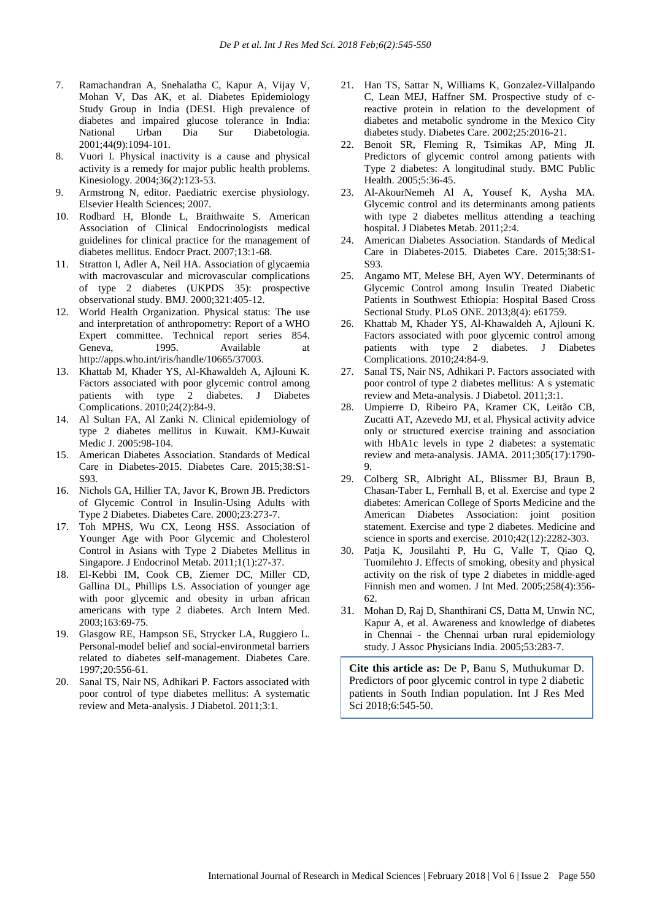7. Ramachandran A, Snehalatha C, Kapur A, Vijay V, Mohan V, Das AK, et al. Diabetes Epidemiology Study Group in India (DESI. High prevalence of diabetes and impaired glucose tolerance in India: National Urban Dia Sur Diabetologia. 2001;44(9):1094-101.
8. Vuori I. Physical inactivity is a cause and physical activity is a remedy for major public health problems. Kinesiology. 2004;36(2):123-53.
9. Armstrong N, editor. Paediatric exercise physiology. Elsevier Health Sciences; 2007.
10. Rodbard H, Blonde L, Braithwaite S. American Association of Clinical Endocrinologists medical guidelines for clinical practice for the management of diabetes mellitus. Endocr Pract. 2007;13:1-68.
11. Stratton I, Adler A, Neil HA. Association of glycaemia with macrovascular and microvascular complications of type 2 diabetes (UKPDS 35): prospective observational study. BMJ. 2000;321:405-12.
12. World Health Organization. Physical status: The use and interpretation of anthropometry: Report of a WHO Expert committee. Technical report series 854. Geneva, 1995. Available at http://apps.who.int/iris/handle/10665/37003.
13. Khattab M, Khader YS, Al-Khawaldeh A, Ajlouni K. Factors associated with poor glycemic control among patients with type 2 diabetes. J Diabetes Complications. 2010;24(2):84-9.
14. Al Sultan FA, Al Zanki N. Clinical epidemiology of type 2 diabetes mellitus in Kuwait. KMJ-Kuwait Medic J. 2005:98-104.
15. American Diabetes Association. Standards of Medical Care in Diabetes-2015. Diabetes Care. 2015;38:S1-S93.
16. Nichols GA, Hillier TA, Javor K, Brown JB. Predictors of Glycemic Control in Insulin-Using Adults with Type 2 Diabetes. Diabetes Care. 2000;23:273-7.
17. Toh MPHS, Wu CX, Leong HSS. Association of Younger Age with Poor Glycemic and Cholesterol Control in Asians with Type 2 Diabetes Mellitus in Singapore. J Endocrinol Metab. 2011;1(1):27-37.
18. El-Kebbi IM, Cook CB, Ziemer DC, Miller CD, Gallina DL, Phillips LS. Association of younger age with poor glycemic and obesity in urban african americans with type 2 diabetes. Arch Intern Med. 2003;163:69-75.
19. Glasgow RE, Hampson SE, Strycker LA, Ruggiero L. Personal-model belief and social-environmetal barriers related to diabetes self-management. Diabetes Care. 1997;20:556-61.
20. Sanal TS, Nair NS, Adhikari P. Factors associated with poor control of type diabetes mellitus: A systematic review and Meta-analysis. J Diabetol. 2011;3:1.
21. Han TS, Sattar N, Williams K, Gonzalez-Villalpando C, Lean MEJ, Haffner SM. Prospective study of c-reactive protein in relation to the development of diabetes and metabolic syndrome in the Mexico City diabetes study. Diabetes Care. 2002;25:2016-21.
22. Benoit SR, Fleming R, Tsimikas AP, Ming JI. Predictors of glycemic control among patients with Type 2 diabetes: A longitudinal study. BMC Public Health. 2005;5:36-45.
23. Al-AkourNemeh Al A, Yousef K, Aysha MA. Glycemic control and its determinants among patients with type 2 diabetes mellitus attending a teaching hospital. J Diabetes Metab. 2011;2:4.
24. American Diabetes Association. Standards of Medical Care in Diabetes-2015. Diabetes Care. 2015;38:S1-S93.
25. Angamo MT, Melese BH, Ayen WY. Determinants of Glycemic Control among Insulin Treated Diabetic Patients in Southwest Ethiopia: Hospital Based Cross Sectional Study. PLoS ONE. 2013;8(4): e61759.
26. Khattab M, Khader YS, Al-Khawaldeh A, Ajlouni K. Factors associated with poor glycemic control among patients with type 2 diabetes. J Diabetes Complications. 2010;24:84-9.
27. Sanal TS, Nair NS, Adhikari P. Factors associated with poor control of type 2 diabetes mellitus: A s ystematic review and Meta-analysis. J Diabetol. 2011;3:1.
28. Umpierre D, Ribeiro PA, Kramer CK, Leitão CB, Zucatti AT, Azevedo MJ, et al. Physical activity advice only or structured exercise training and association with HbA1c levels in type 2 diabetes: a systematic review and meta-analysis. JAMA. 2011;305(17):1790-9.
29. Colberg SR, Albright AL, Blissmer BJ, Braun B, Chasan-Taber L, Fernhall B, et al. Exercise and type 2 diabetes: American College of Sports Medicine and the American Diabetes Association: joint position statement. Exercise and type 2 diabetes. Medicine and science in sports and exercise. 2010;42(12):2282-303.
30. Patja K, Jousilahti P, Hu G, Valle T, Qiao Q, Tuomilehto J. Effects of smoking, obesity and physical activity on the risk of type 2 diabetes in middle-aged Finnish men and women. J Int Med. 2005;258(4):356-62.
31. Mohan D, Raj D, Shanthirani CS, Datta M, Unwin NC, Kapur A, et al. Awareness and knowledge of diabetes in Chennai - the Chennai urban rural epidemiology study. J Assoc Physicians India. 2005;53:283-7.

**Cite this article as:** De P, Banu S, Muthukumar D. Predictors of poor glycemic control in type 2 diabetic patients in South Indian population. Int J Res Med Sci 2018;6:545-50.